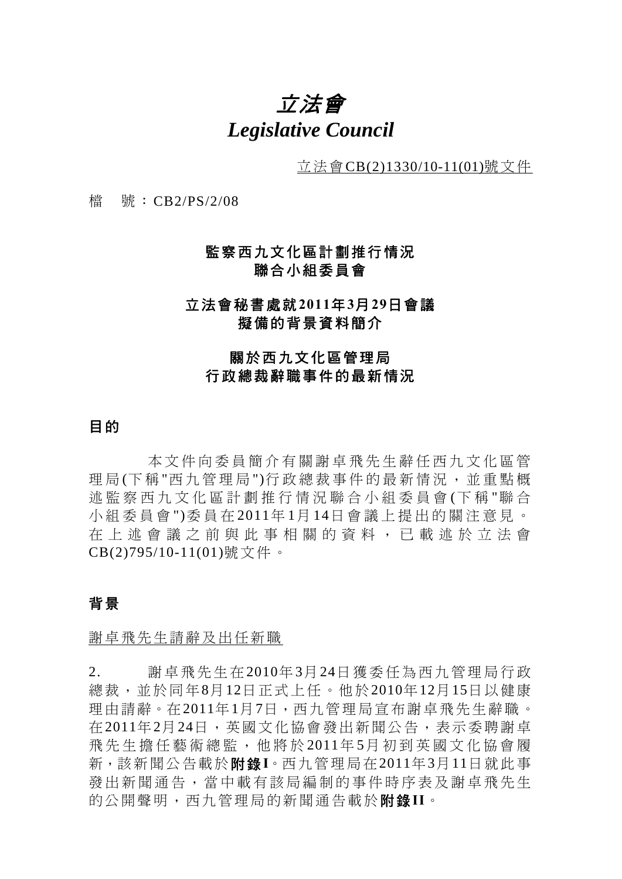# *立法會*
# *Legislative Council*

立法會CB(2)1330/10-11(01)號文件

檔 號：CB2/PS/2/08

## 監察西九文化區計劃推行情況聯合小組委員會

## 立法會秘書處就2011年3月29日會議擬備的背景資料簡介

## 關於西九文化區管理局行政總裁辭職事件的最新情況

### 目的

本文件向委員簡介有關謝卓飛先生辭任西九文化區管理局(下稱"西九管理局")行政總裁事件的最新情況，並重點概述監察西九文化區計劃推行情況聯合小組委員會(下稱"聯合小組委員會")委員在2011年1月14日會議上提出的關注意見。在上述會議之前與此事相關的資料，已載述於立法會CB(2)795/10-11(01)號文件。

### 背景

謝卓飛先生請辭及出任新職

2. 謝卓飛先生在2010年3月24日獲委任為西九管理局行政總裁，並於同年8月12日正式上任。他於2010年12月15日以健康理由請辭。在2011年1月7日，西九管理局宣布謝卓飛先生辭職。在2011年2月24日，英國文化協會發出新聞公告，表示委聘謝卓飛先生擔任藝術總監，他將於2011年5月初到英國文化協會履新，該新聞公告載於**附錄I**。西九管理局在2011年3月11日就此事發出新聞通告，當中載有該局編制的事件時序表及謝卓飛先生的公開聲明，西九管理局的新聞通告載於**附錄II**。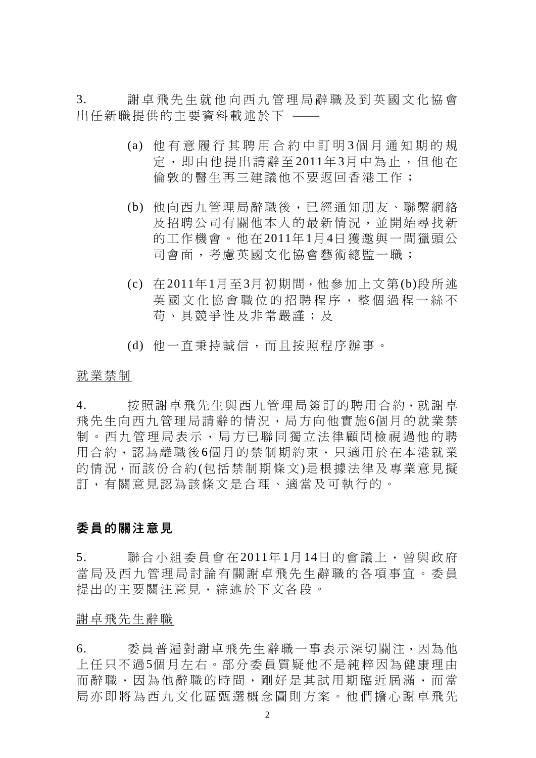3. 謝卓飛先生就他向西九管理局辭職及到英國文化協會出任新職提供的主要資料載述於下 ——

(a) 他有意履行其聘用合約中訂明3個月通知期的規定，即由他提出請辭至2011年3月中為止，但他在倫敦的醫生再三建議他不要返回香港工作；

(b) 他向西九管理局辭職後，已經通知朋友、聯繫網絡及招聘公司有關他本人的最新情況，並開始尋找新的工作機會。他在2011年1月4日獲邀與一間獵頭公司會面，考慮英國文化協會藝術總監一職；

(c) 在2011年1月至3月初期間，他參加上文第(b)段所述英國文化協會職位的招聘程序，整個過程一絲不苟、具競爭性及非常嚴謹；及

(d) 他一直秉持誠信，而且按照程序辦事。

<u>就業禁制</u>

4. 按照謝卓飛先生與西九管理局簽訂的聘用合約，就謝卓飛先生向西九管理局請辭的情況，局方向他實施6個月的就業禁制。西九管理局表示，局方已聯同獨立法律顧問檢視過他的聘用合約，認為離職後6個月的禁制期約束，只適用於在本港就業的情況，而該份合約(包括禁制期條文)是根據法律及專業意見擬訂，有關意見認為該條文是合理、適當及可執行的。

## 委員的關注意見

5. 聯合小組委員會在2011年1月14日的會議上，曾與政府當局及西九管理局討論有關謝卓飛先生辭職的各項事宜。委員提出的主要關注意見，綜述於下文各段。

<u>謝卓飛先生辭職</u>

6. 委員普遍對謝卓飛先生辭職一事表示深切關注，因為他上任只不過5個月左右。部分委員質疑他不是純粹因為健康理由而辭職，因為他辭職的時間，剛好是其試用期臨近屆滿，而當局亦即將為西九文化區甄選概念圖則方案。他們擔心謝卓飛先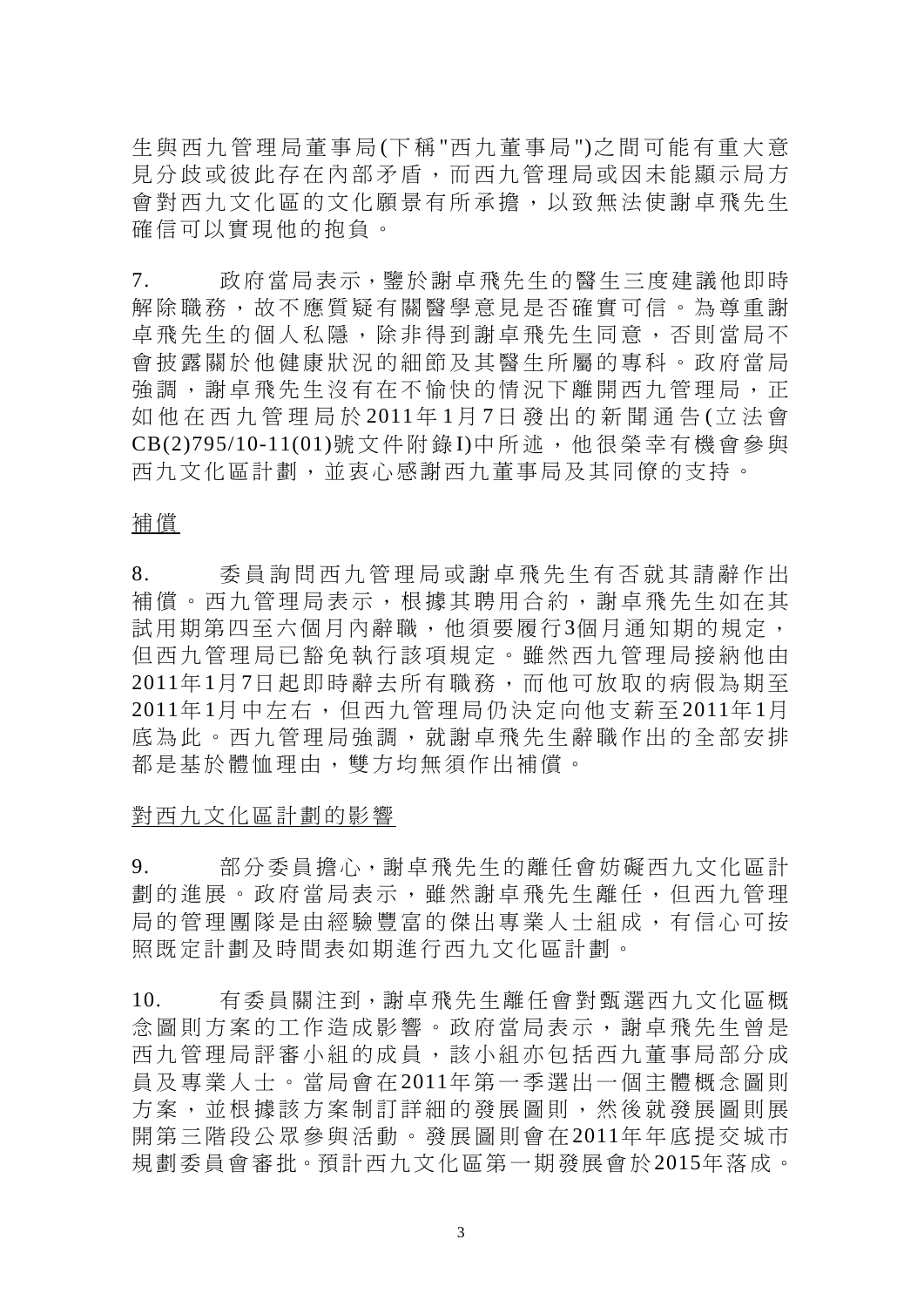生與西九管理局董事局(下稱"西九董事局")之間可能有重大意見分歧或彼此存在內部矛盾，而西九管理局或因未能顯示局方會對西九文化區的文化願景有所承擔，以致無法使謝卓飛先生確信可以實現他的抱負。

7. 政府當局表示，鑒於謝卓飛先生的醫生三度建議他即時解除職務，故不應質疑有關醫學意見是否確實可信。為尊重謝卓飛先生的個人私隱，除非得到謝卓飛先生同意，否則當局不會披露關於他健康狀況的細節及其醫生所屬的專科。政府當局強調，謝卓飛先生沒有在不愉快的情況下離開西九管理局，正如他在西九管理局於2011年1月7日發出的新聞通告(立法會CB(2)795/10-11(01)號文件附錄I)中所述，他很榮幸有機會參與西九文化區計劃，並衷心感謝西九董事局及其同僚的支持。

<u>補償</u>

8. 委員詢問西九管理局或謝卓飛先生有否就其請辭作出補償。西九管理局表示，根據其聘用合約，謝卓飛先生如在其試用期第四至六個月內辭職，他須要履行3個月通知期的規定，但西九管理局已豁免執行該項規定。雖然西九管理局接納他由2011年1月7日起即時辭去所有職務，而他可放取的病假為期至2011年1月中左右，但西九管理局仍決定向他支薪至2011年1月底為此。西九管理局強調，就謝卓飛先生辭職作出的全部安排都是基於體恤理由，雙方均無須作出補償。

<u>對西九文化區計劃的影響</u>

9. 部分委員擔心，謝卓飛先生的離任會妨礙西九文化區計劃的進展。政府當局表示，雖然謝卓飛先生離任，但西九管理局的管理團隊是由經驗豐富的傑出專業人士組成，有信心可按照既定計劃及時間表如期進行西九文化區計劃。

10. 有委員關注到，謝卓飛先生離任會對甄選西九文化區概念圖則方案的工作造成影響。政府當局表示，謝卓飛先生曾是西九管理局評審小組的成員，該小組亦包括西九董事局部分成員及專業人士。當局會在2011年第一季選出一個主體概念圖則方案，並根據該方案制訂詳細的發展圖則，然後就發展圖則展開第三階段公眾參與活動。發展圖則會在2011年年底提交城市規劃委員會審批。預計西九文化區第一期發展會於2015年落成。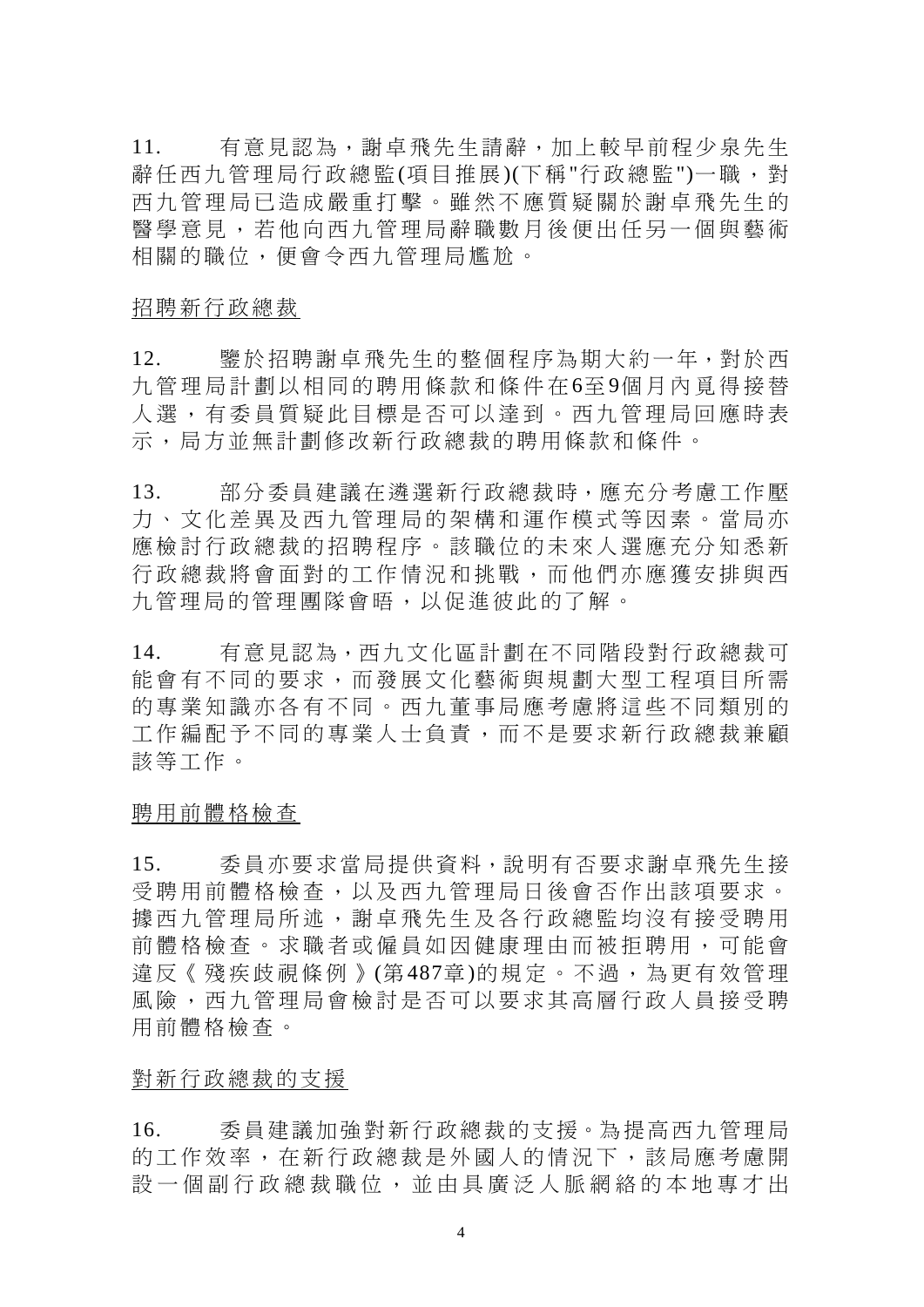11. 有意見認為，謝卓飛先生請辭，加上較早前程少泉先生辭任西九管理局行政總監(項目推展)(下稱"行政總監")一職，對西九管理局已造成嚴重打擊。雖然不應質疑關於謝卓飛先生的醫學意見，若他向西九管理局辭職數月後便出任另一個與藝術相關的職位，便會令西九管理局尷尬。

<u>招聘新行政總裁</u>

12. 鑒於招聘謝卓飛先生的整個程序為期大約一年，對於西九管理局計劃以相同的聘用條款和條件在6至9個月內覓得接替人選，有委員質疑此目標是否可以達到。西九管理局回應時表示，局方並無計劃修改新行政總裁的聘用條款和條件。

13. 部分委員建議在遴選新行政總裁時，應充分考慮工作壓力、文化差異及西九管理局的架構和運作模式等因素。當局亦應檢討行政總裁的招聘程序。該職位的未來人選應充分知悉新行政總裁將會面對的工作情況和挑戰，而他們亦應獲安排與西九管理局的管理團隊會晤，以促進彼此的了解。

14. 有意見認為，西九文化區計劃在不同階段對行政總裁可能會有不同的要求，而發展文化藝術與規劃大型工程項目所需的專業知識亦各有不同。西九董事局應考慮將這些不同類別的工作編配予不同的專業人士負責，而不是要求新行政總裁兼顧該等工作。

<u>聘用前體格檢查</u>

15. 委員亦要求當局提供資料，說明有否要求謝卓飛先生接受聘用前體格檢查，以及西九管理局日後會否作出該項要求。據西九管理局所述，謝卓飛先生及各行政總監均沒有接受聘用前體格檢查。求職者或僱員如因健康理由而被拒聘用，可能會違反《殘疾歧視條例》(第487章)的規定。不過，為更有效管理風險，西九管理局會檢討是否可以要求其高層行政人員接受聘用前體格檢查。

<u>對新行政總裁的支援</u>

16. 委員建議加強對新行政總裁的支援。為提高西九管理局的工作效率，在新行政總裁是外國人的情況下，該局應考慮開設一個副行政總裁職位，並由具廣泛人脈網絡的本地專才出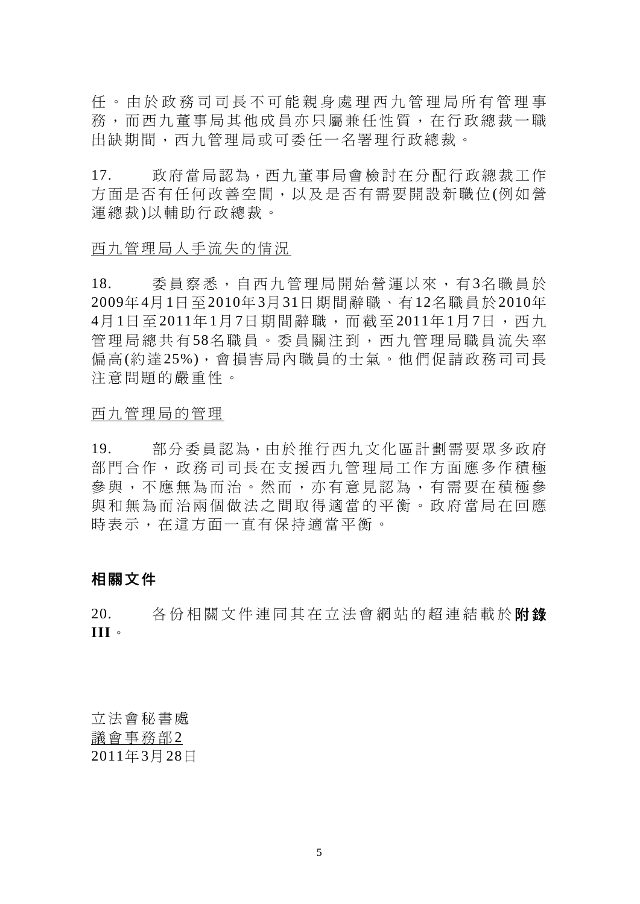任。由於政務司司長不可能親身處理西九管理局所有管理事務，而西九董事局其他成員亦只屬兼任性質，在行政總裁一職出缺期間，西九管理局或可委任一名署理行政總裁。

17. 政府當局認為，西九董事局會檢討在分配行政總裁工作方面是否有任何改善空間，以及是否有需要開設新職位(例如營運總裁)以輔助行政總裁。

<u>西九管理局人手流失的情況</u>

18. 委員察悉，自西九管理局開始營運以來，有3名職員於2009年4月1日至2010年3月31日期間辭職、有12名職員於2010年4月1日至2011年1月7日期間辭職，而截至2011年1月7日，西九管理局總共有58名職員。委員關注到，西九管理局職員流失率偏高(約達25%)，會損害局內職員的士氣。他們促請政務司司長注意問題的嚴重性。

<u>西九管理局的管理</u>

19. 部分委員認為，由於推行西九文化區計劃需要眾多政府部門合作，政務司司長在支援西九管理局工作方面應多作積極參與，不應無為而治。然而，亦有意見認為，有需要在積極參與和無為而治兩個做法之間取得適當的平衡。政府當局在回應時表示，在這方面一直有保持適當平衡。

## 相關文件

20. 各份相關文件連同其在立法會網站的超連結載於**附錄III**。

立法會秘書處
<u>議會事務部2</u>
2011年3月28日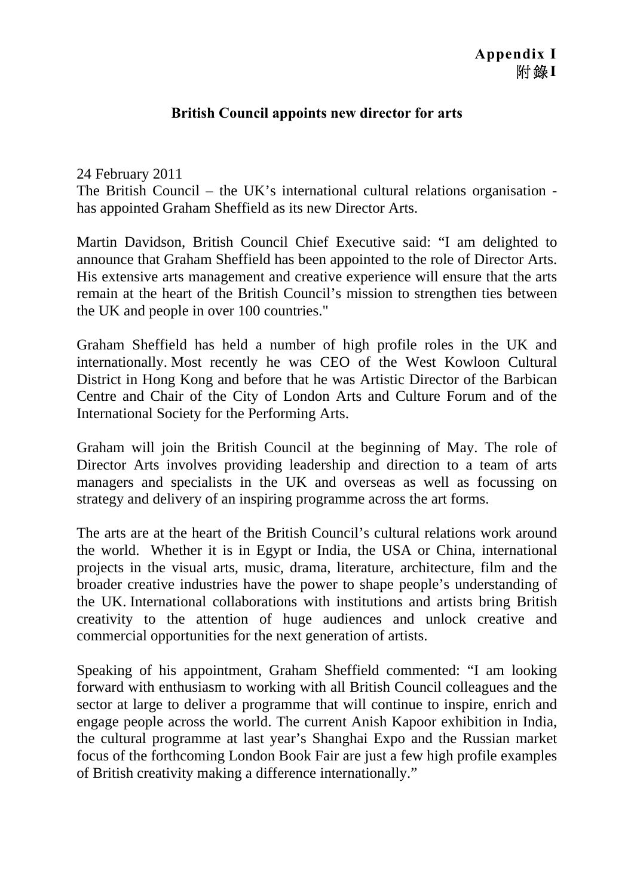**Appendix I**
**附錄I**

## British Council appoints new director for arts

24 February 2011
The British Council – the UK's international cultural relations organisation - has appointed Graham Sheffield as its new Director Arts.

Martin Davidson, British Council Chief Executive said: "I am delighted to announce that Graham Sheffield has been appointed to the role of Director Arts. His extensive arts management and creative experience will ensure that the arts remain at the heart of the British Council's mission to strengthen ties between the UK and people in over 100 countries."

Graham Sheffield has held a number of high profile roles in the UK and internationally. Most recently he was CEO of the West Kowloon Cultural District in Hong Kong and before that he was Artistic Director of the Barbican Centre and Chair of the City of London Arts and Culture Forum and of the International Society for the Performing Arts.

Graham will join the British Council at the beginning of May. The role of Director Arts involves providing leadership and direction to a team of arts managers and specialists in the UK and overseas as well as focussing on strategy and delivery of an inspiring programme across the art forms.

The arts are at the heart of the British Council's cultural relations work around the world. Whether it is in Egypt or India, the USA or China, international projects in the visual arts, music, drama, literature, architecture, film and the broader creative industries have the power to shape people's understanding of the UK. International collaborations with institutions and artists bring British creativity to the attention of huge audiences and unlock creative and commercial opportunities for the next generation of artists.

Speaking of his appointment, Graham Sheffield commented: "I am looking forward with enthusiasm to working with all British Council colleagues and the sector at large to deliver a programme that will continue to inspire, enrich and engage people across the world. The current Anish Kapoor exhibition in India, the cultural programme at last year's Shanghai Expo and the Russian market focus of the forthcoming London Book Fair are just a few high profile examples of British creativity making a difference internationally."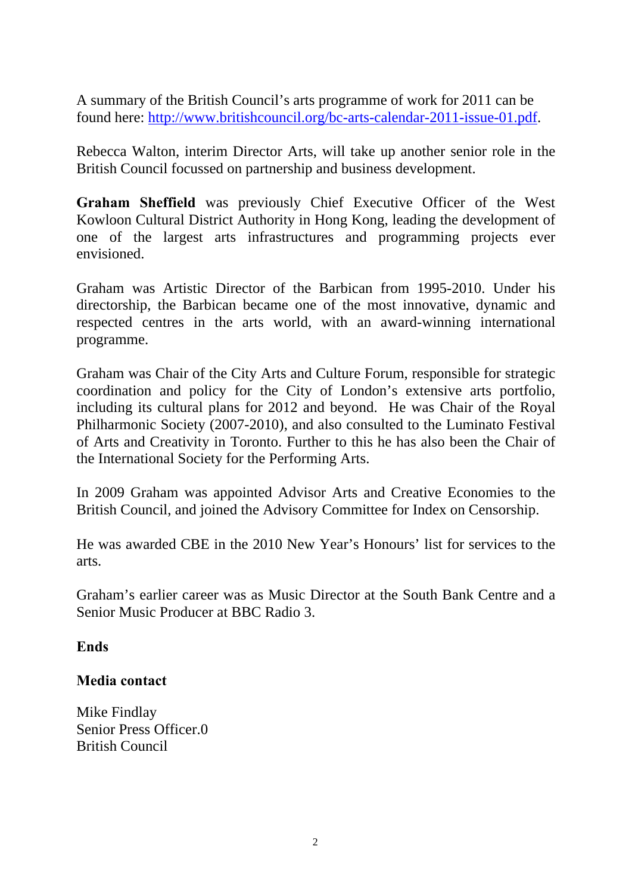A summary of the British Council's arts programme of work for 2011 can be found here: [http://www.britishcouncil.org/bc-arts-calendar-2011-issue-01.pdf](http://www.britishcouncil.org/bc-arts-calendar-2011-issue-01.pdf).

Rebecca Walton, interim Director Arts, will take up another senior role in the British Council focussed on partnership and business development.

**Graham Sheffield** was previously Chief Executive Officer of the West Kowloon Cultural District Authority in Hong Kong, leading the development of one of the largest arts infrastructures and programming projects ever envisioned.

Graham was Artistic Director of the Barbican from 1995-2010. Under his directorship, the Barbican became one of the most innovative, dynamic and respected centres in the arts world, with an award-winning international programme.

Graham was Chair of the City Arts and Culture Forum, responsible for strategic coordination and policy for the City of London's extensive arts portfolio, including its cultural plans for 2012 and beyond. He was Chair of the Royal Philharmonic Society (2007-2010), and also consulted to the Luminato Festival of Arts and Creativity in Toronto. Further to this he has also been the Chair of the International Society for the Performing Arts.

In 2009 Graham was appointed Advisor Arts and Creative Economies to the British Council, and joined the Advisory Committee for Index on Censorship.

He was awarded CBE in the 2010 New Year's Honours' list for services to the arts.

Graham's earlier career was as Music Director at the South Bank Centre and a Senior Music Producer at BBC Radio 3.

**Ends**

**Media contact**

Mike Findlay
Senior Press Officer.0
British Council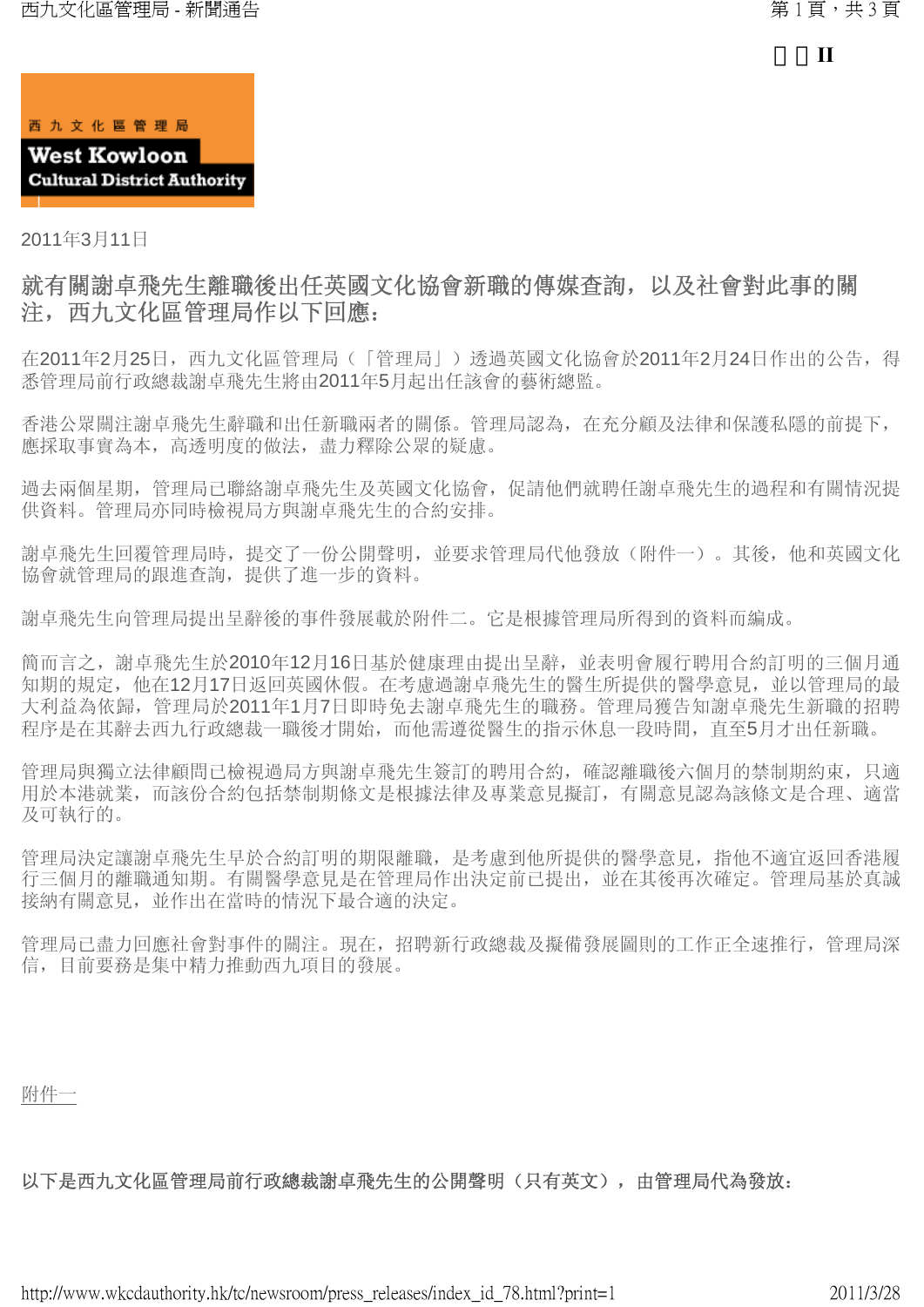西九文化區管理局

West Kowloon Cultural District Authority

2011年3月11日

## 就有關謝卓飛先生離職後出任英國文化協會新職的傳媒查詢，以及社會對此事的關注，西九文化區管理局作以下回應：

在2011年2月25日，西九文化區管理局（「管理局」）透過英國文化協會於2011年2月24日作出的公告，得悉管理局前行政總裁謝卓飛先生將由2011年5月起出任該會的藝術總監。

香港公眾關注謝卓飛先生辭職和出任新職兩者的關係。管理局認為，在充分顧及法律和保護私隱的前提下，應採取事實為本，高透明度的做法，盡力釋除公眾的疑慮。

過去兩個星期，管理局已聯絡謝卓飛先生及英國文化協會，促請他們就聘任謝卓飛先生的過程和有關情況提供資料。管理局亦同時檢視局方與謝卓飛先生的合約安排。

謝卓飛先生回覆管理局時，提交了一份公開聲明，並要求管理局代他發放（附件一）。其後，他和英國文化協會就管理局的跟進查詢，提供了進一步的資料。

謝卓飛先生向管理局提出呈辭後的事件發展載於附件二。它是根據管理局所得到的資料而編成。

簡而言之，謝卓飛先生於2010年12月16日基於健康理由提出呈辭，並表明會履行聘用合約訂明的三個月通知期的規定，他在12月17日返回英國休假。在考慮過謝卓飛先生的醫生所提供的醫學意見，並以管理局的最大利益為依歸，管理局於2011年1月7日即時免去謝卓飛先生的職務。管理局獲告知謝卓飛先生新職的招聘程序是在其辭去西九行政總裁一職後才開始，而他需遵從醫生的指示休息一段時間，直至5月才出任新職。

管理局與獨立法律顧問已檢視過局方與謝卓飛先生簽訂的聘用合約，確認離職後六個月的禁制期約束，只適用於本港就業，而該份合約包括禁制期條文是根據法律及專業意見擬訂，有關意見認為該條文是合理、適當及可執行的。

管理局決定讓謝卓飛先生早於合約訂明的期限離職，是考慮到他所提供的醫學意見，指他不適宜返回香港履行三個月的離職通知期。有關醫學意見是在管理局作出決定前已提出，並在其後再次確定。管理局基於真誠接納有關意見，並作出在當時的情況下最合適的決定。

管理局已盡力回應社會對事件的關注。現在，招聘新行政總裁及擬備發展圖則的工作正全速推行，管理局深信，目前要務是集中精力推動西九項目的發展。

附件一

**以下是西九文化區管理局前行政總裁謝卓飛先生的公開聲明（只有英文），由管理局代為發放：**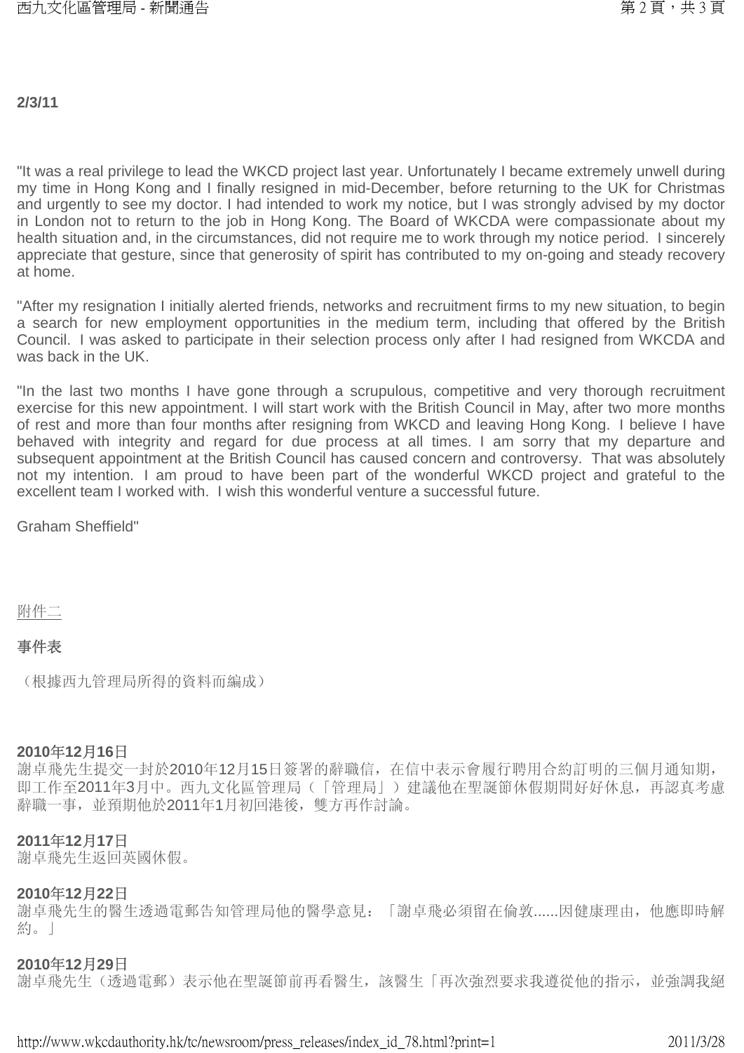**2/3/11**

"It was a real privilege to lead the WKCD project last year. Unfortunately I became extremely unwell during my time in Hong Kong and I finally resigned in mid-December, before returning to the UK for Christmas and urgently to see my doctor. I had intended to work my notice, but I was strongly advised by my doctor in London not to return to the job in Hong Kong. The Board of WKCDA were compassionate about my health situation and, in the circumstances, did not require me to work through my notice period. I sincerely appreciate that gesture, since that generosity of spirit has contributed to my on-going and steady recovery at home.

"After my resignation I initially alerted friends, networks and recruitment firms to my new situation, to begin a search for new employment opportunities in the medium term, including that offered by the British Council. I was asked to participate in their selection process only after I had resigned from WKCDA and was back in the UK.

"In the last two months I have gone through a scrupulous, competitive and very thorough recruitment exercise for this new appointment. I will start work with the British Council in May, after two more months of rest and more than four months after resigning from WKCD and leaving Hong Kong. I believe I have behaved with integrity and regard for due process at all times. I am sorry that my departure and subsequent appointment at the British Council has caused concern and controversy. That was absolutely not my intention. I am proud to have been part of the wonderful WKCD project and grateful to the excellent team I worked with. I wish this wonderful venture a successful future.

Graham Sheffield"

附件二

事件表

（根據西九管理局所得的資料而編成）

**2010年12月16日**
謝卓飛先生提交一封於2010年12月15日簽署的辭職信，在信中表示會履行聘用合約訂明的三個月通知期，即工作至2011年3月中。西九文化區管理局（「管理局」）建議他在聖誕節休假期間好好休息，再認真考慮辭職一事，並預期他於2011年1月初回港後，雙方再作討論。

**2011年12月17日**
謝卓飛先生返回英國休假。

**2010年12月22日**
謝卓飛先生的醫生透過電郵告知管理局他的醫學意見：「謝卓飛必須留在倫敦......因健康理由，他應即時解約。」

**2010年12月29日**
謝卓飛先生（透過電郵）表示他在聖誕節前再看醫生，該醫生「再次強烈要求我遵從他的指示，並強調我絕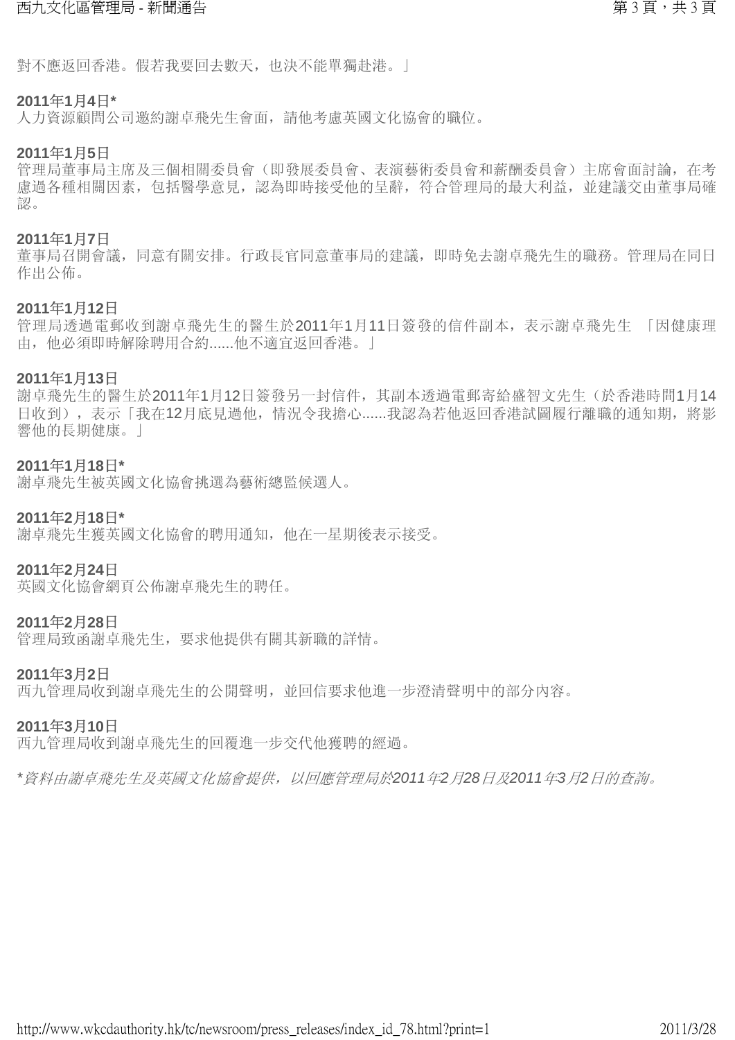對不應返回香港。假若我要回去數天，也決不能單獨赴港。」

**2011年1月4日***
人力資源顧問公司邀約謝卓飛先生會面，請他考慮英國文化協會的職位。

**2011年1月5日**
管理局董事局主席及三個相關委員會（即發展委員會、表演藝術委員會和薪酬委員會）主席會面討論，在考慮過各種相關因素，包括醫學意見，認為即時接受他的呈辭，符合管理局的最大利益，並建議交由董事局確認。

**2011年1月7日**
董事局召開會議，同意有關安排。行政長官同意董事局的建議，即時免去謝卓飛先生的職務。管理局在同日作出公佈。

**2011年1月12日**
管理局透過電郵收到謝卓飛先生的醫生於2011年1月11日簽發的信件副本，表示謝卓飛先生 「因健康理由，他必須即時解除聘用合約......他不適宜返回香港。」

**2011年1月13日**
謝卓飛先生的醫生於2011年1月12日簽發另一封信件，其副本透過電郵寄給盛智文先生（於香港時間1月14日收到），表示「我在12月底見過他，情況令我擔心......我認為若他返回香港試圖履行離職的通知期，將影響他的長期健康。」

**2011年1月18日***
謝卓飛先生被英國文化協會挑選為藝術總監候選人。

**2011年2月18日***
謝卓飛先生獲英國文化協會的聘用通知，他在一星期後表示接受。

**2011年2月24日**
英國文化協會網頁公佈謝卓飛先生的聘任。

**2011年2月28日**
管理局致函謝卓飛先生，要求他提供有關其新職的詳情。

**2011年3月2日**
西九管理局收到謝卓飛先生的公開聲明，並回信要求他進一步澄清聲明中的部分內容。

**2011年3月10日**
西九管理局收到謝卓飛先生的回覆進一步交代他獲聘的經過。

*\*資料由謝卓飛先生及英國文化協會提供，以回應管理局於2011年2月28日及2011年3月2日的查詢。*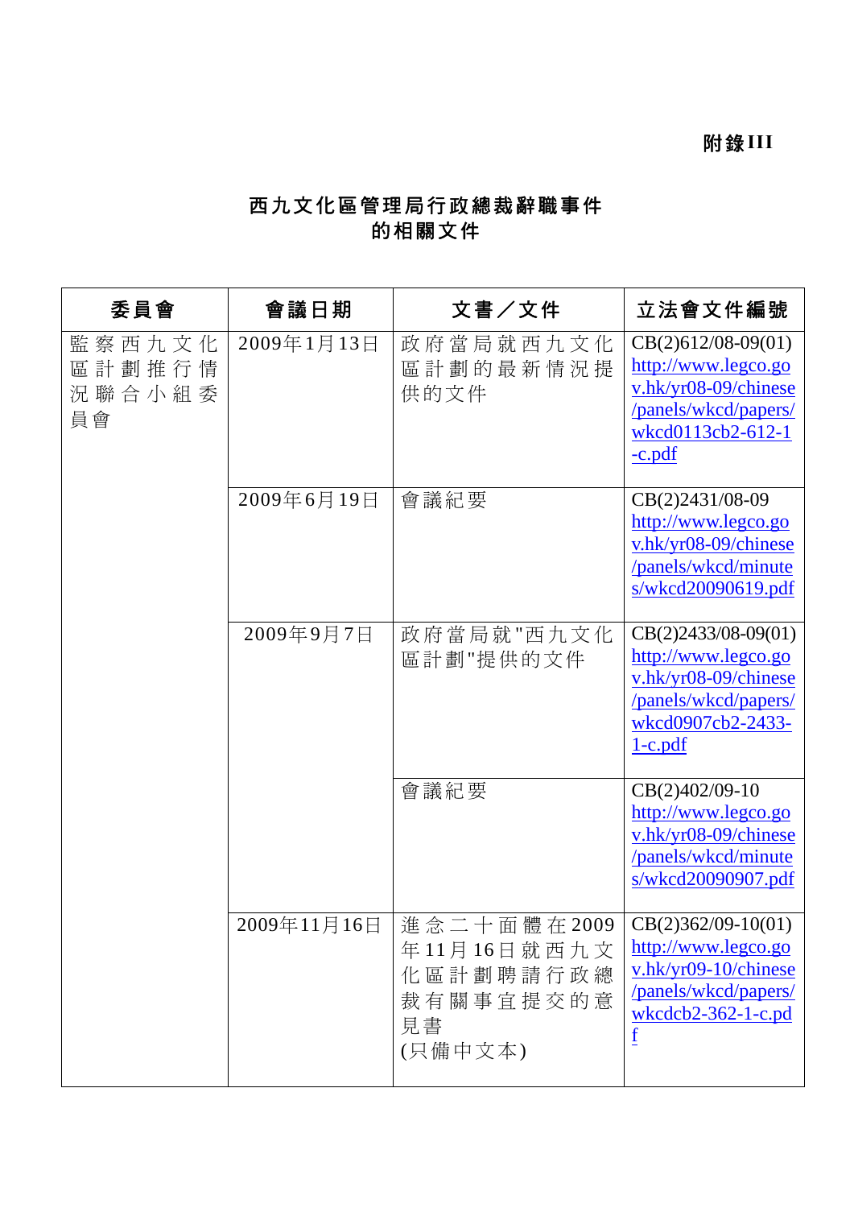**附錄III**

# 西九文化區管理局行政總裁辭職事件的相關文件

| 委員會 | 會議日期 | 文書／文件 | 立法會文件編號 |
|---|---|---|---|
| 監察西九文化區計劃推行情況聯合小組委員會 | 2009年1月13日 | 政府當局就西九文化區計劃的最新情況提供的文件 | CB(2)612/08-09(01) http://www.legco.gov.hk/yr08-09/chinese/panels/wkcd/papers/wkcd0113cb2-612-1-c.pdf |
| | 2009年6月19日 | 會議紀要 | CB(2)2431/08-09 http://www.legco.gov.hk/yr08-09/chinese/panels/wkcd/minutes/wkcd20090619.pdf |
| | 2009年9月7日 | 政府當局就"西九文化區計劃"提供的文件 | CB(2)2433/08-09(01) http://www.legco.gov.hk/yr08-09/chinese/panels/wkcd/papers/wkcd0907cb2-2433-1-c.pdf |
| | | 會議紀要 | CB(2)402/09-10 http://www.legco.gov.hk/yr08-09/chinese/panels/wkcd/minutes/wkcd20090907.pdf |
| | 2009年11月16日 | 進念二十面體在2009年11月16日就西九文化區計劃聘請行政總裁有關事宜提交的意見書<br>(只備中文本) | CB(2)362/09-10(01) http://www.legco.gov.hk/yr09-10/chinese/panels/wkcd/papers/wkcdcb2-362-1-c.pdf |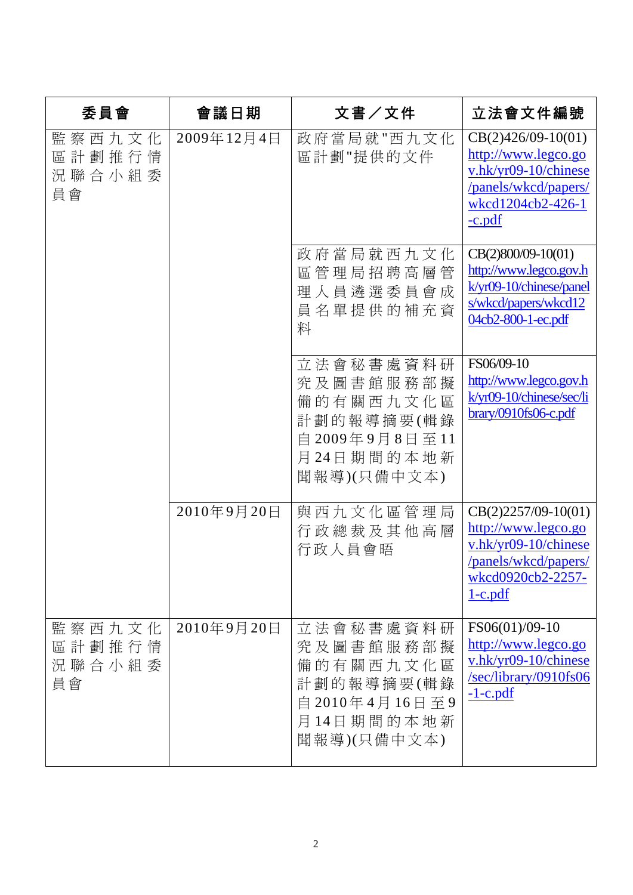| 委員會 | 會議日期 | 文書／文件 | 立法會文件編號 |
|---|---|---|---|
| 監察西九文化區計劃推行情況聯合小組委員會 | 2009年12月4日 | 政府當局就"西九文化區計劃"提供的文件 | CB(2)426/09-10(01) http://www.legco.gov.hk/yr09-10/chinese/panels/wkcd/papers/wkcd1204cb2-426-1-c.pdf |
| | | 政府當局就西九文化區管理局招聘高層管理人員遴選委員會成員名單提供的補充資料 | CB(2)800/09-10(01) http://www.legco.gov.hk/yr09-10/chinese/panels/wkcd/papers/wkcd1204cb2-800-1-ec.pdf |
| | | 立法會秘書處資料研究及圖書館服務部擬備的有關西九文化區計劃的報導摘要(輯錄自2009年9月8日至11月24日期間的本地新聞報導)(只備中文本) | FS06/09-10 http://www.legco.gov.hk/yr09-10/chinese/sec/library/0910fs06-c.pdf |
| | 2010年9月20日 | 與西九文化區管理局行政總裁及其他高層行政人員會晤 | CB(2)2257/09-10(01) http://www.legco.gov.hk/yr09-10/chinese/panels/wkcd/papers/wkcd0920cb2-2257-1-c.pdf |
| 監察西九文化區計劃推行情況聯合小組委員會 | 2010年9月20日 | 立法會秘書處資料研究及圖書館服務部擬備的有關西九文化區計劃的報導摘要(輯錄自2010年4月16日至9月14日期間的本地新聞報導)(只備中文本) | FS06(01)/09-10 http://www.legco.gov.hk/yr09-10/chinese/sec/library/0910fs06-1-c.pdf |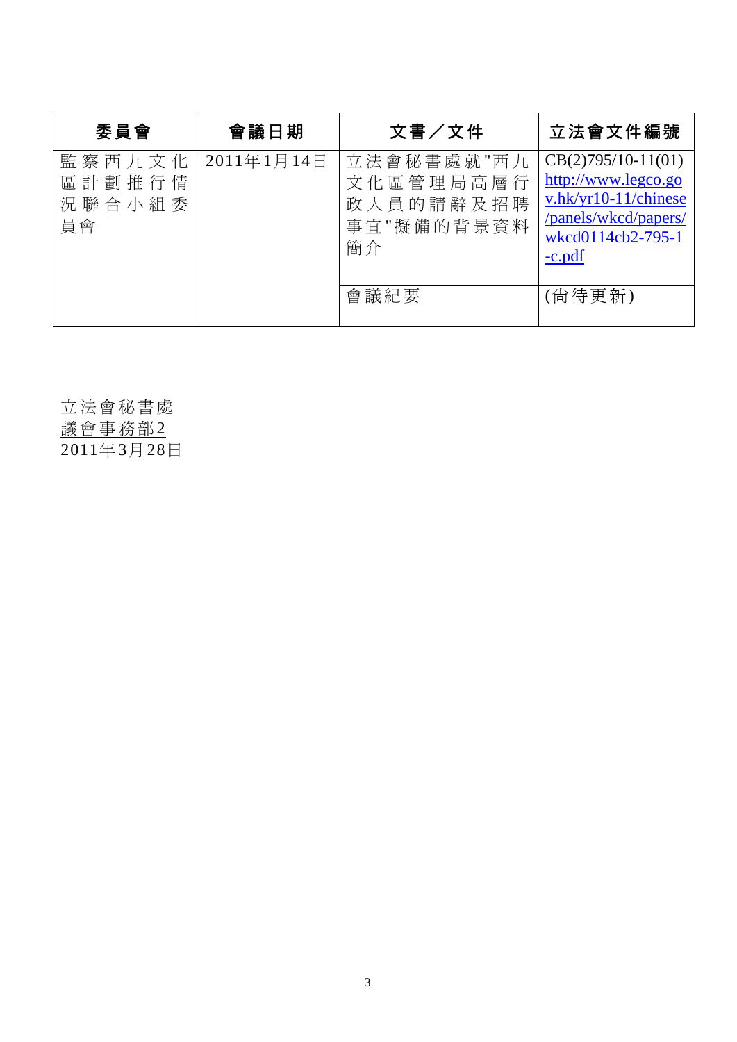| 委員會 | 會議日期 | 文書／文件 | 立法會文件編號 |
|---|---|---|---|
| 監察西九文化區計劃推行情況聯合小組委員會 | 2011年1月14日 | 立法會秘書處就"西九文化區管理局高層行政人員的請辭及招聘事宜"擬備的背景資料簡介 | CB(2)795/10-11(01) http://www.legco.gov.hk/yr10-11/chinese/panels/wkcd/papers/wkcd0114cb2-795-1-c.pdf |
| | | 會議紀要 | (尚待更新) |

立法會秘書處
議會事務部2
2011年3月28日